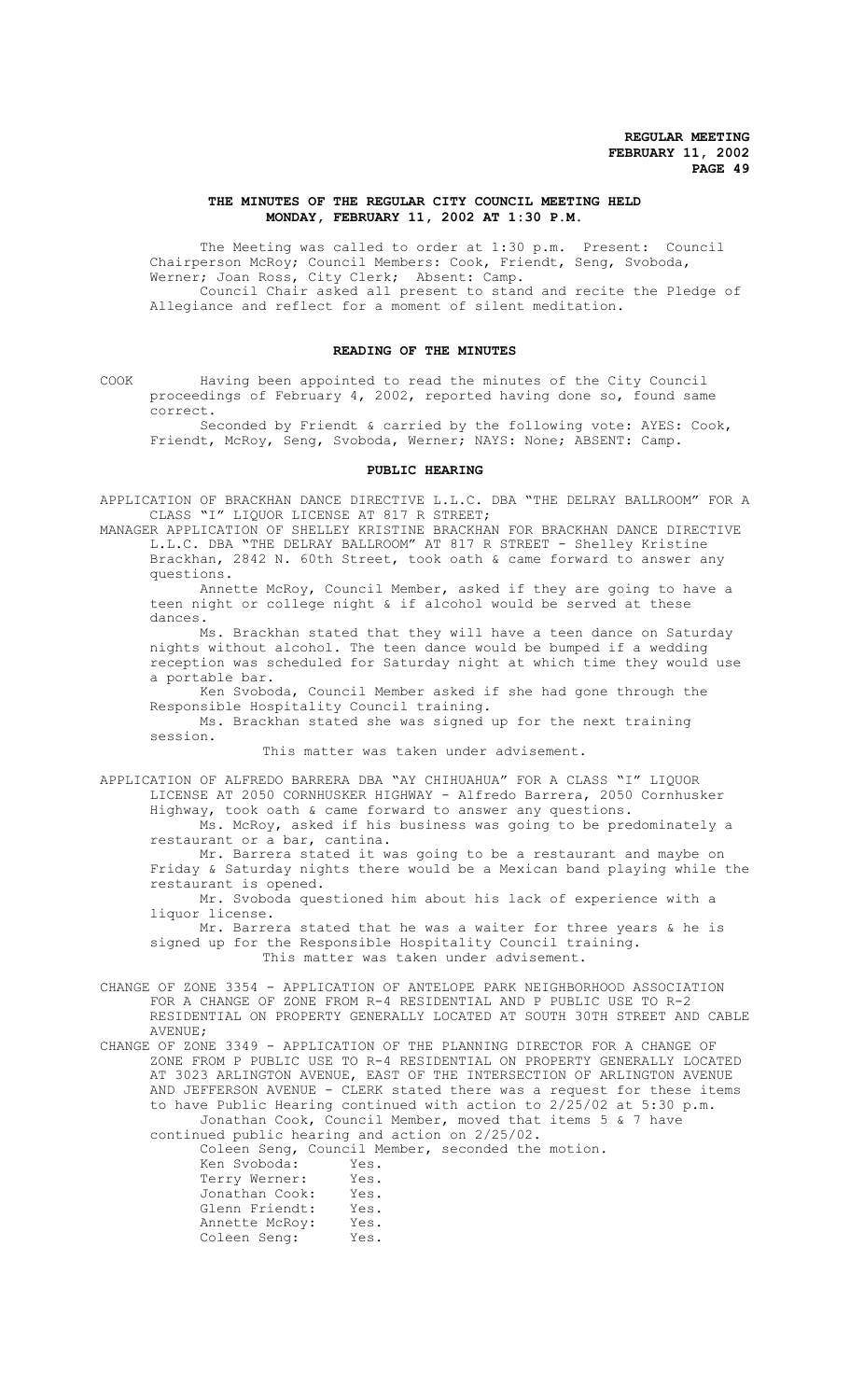**REGULAR MEETING**
**FEBRUARY 11, 2002**

## THE MINUTES OF THE REGULAR CITY COUNCIL MEETING HELD MONDAY, FEBRUARY 11, 2002 AT 1:30 P.M.

The Meeting was called to order at 1:30 p.m. Present: Council Chairperson McRoy; Council Members: Cook, Friendt, Seng, Svoboda, Werner; Joan Ross, City Clerk; Absent: Camp.

Council Chair asked all present to stand and recite the Pledge of Allegiance and reflect for a moment of silent meditation.

## READING OF THE MINUTES

COOK Having been appointed to read the minutes of the City Council proceedings of February 4, 2002, reported having done so, found same correct.

Seconded by Friendt & carried by the following vote: AYES: Cook, Friendt, McRoy, Seng, Svoboda, Werner; NAYS: None; ABSENT: Camp.

## PUBLIC HEARING

APPLICATION OF BRACKHAN DANCE DIRECTIVE L.L.C. DBA "THE DELRAY BALLROOM" FOR A CLASS "I" LIQUOR LICENSE AT 817 R STREET;

MANAGER APPLICATION OF SHELLEY KRISTINE BRACKHAN FOR BRACKHAN DANCE DIRECTIVE L.L.C. DBA "THE DELRAY BALLROOM" AT 817 R STREET - Shelley Kristine Brackhan, 2842 N. 60th Street, took oath & came forward to answer any questions.

Annette McRoy, Council Member, asked if they are going to have a teen night or college night & if alcohol would be served at these dances.

Ms. Brackhan stated that they will have a teen dance on Saturday nights without alcohol. The teen dance would be bumped if a wedding reception was scheduled for Saturday night at which time they would use a portable bar.

Ken Svoboda, Council Member asked if she had gone through the Responsible Hospitality Council training.

Ms. Brackhan stated she was signed up for the next training session.

This matter was taken under advisement.

APPLICATION OF ALFREDO BARRERA DBA "AY CHIHUAHUA" FOR A CLASS "I" LIQUOR LICENSE AT 2050 CORNHUSKER HIGHWAY - Alfredo Barrera, 2050 Cornhusker Highway, took oath & came forward to answer any questions.

Ms. McRoy, asked if his business was going to be predominately a restaurant or a bar, cantina.

Mr. Barrera stated it was going to be a restaurant and maybe on Friday & Saturday nights there would be a Mexican band playing while the restaurant is opened.

Mr. Svoboda questioned him about his lack of experience with a liquor license.

Mr. Barrera stated that he was a waiter for three years & he is signed up for the Responsible Hospitality Council training.

This matter was taken under advisement.

CHANGE OF ZONE 3354 - APPLICATION OF ANTELOPE PARK NEIGHBORHOOD ASSOCIATION FOR A CHANGE OF ZONE FROM R-4 RESIDENTIAL AND P PUBLIC USE TO R-2 RESIDENTIAL ON PROPERTY GENERALLY LOCATED AT SOUTH 30TH STREET AND CABLE AVENUE;

CHANGE OF ZONE 3349 - APPLICATION OF THE PLANNING DIRECTOR FOR A CHANGE OF ZONE FROM P PUBLIC USE TO R-4 RESIDENTIAL ON PROPERTY GENERALLY LOCATED AT 3023 ARLINGTON AVENUE, EAST OF THE INTERSECTION OF ARLINGTON AVENUE AND JEFFERSON AVENUE - CLERK stated there was a request for these items to have Public Hearing continued with action to 2/25/02 at 5:30 p.m.

Jonathan Cook, Council Member, moved that items 5 & 7 have continued public hearing and action on 2/25/02.

Coleen Seng, Council Member, seconded the motion.

Ken Svoboda: Yes.
Terry Werner: Yes.
Jonathan Cook: Yes.
Glenn Friendt: Yes.
Annette McRoy: Yes.
Coleen Seng: Yes.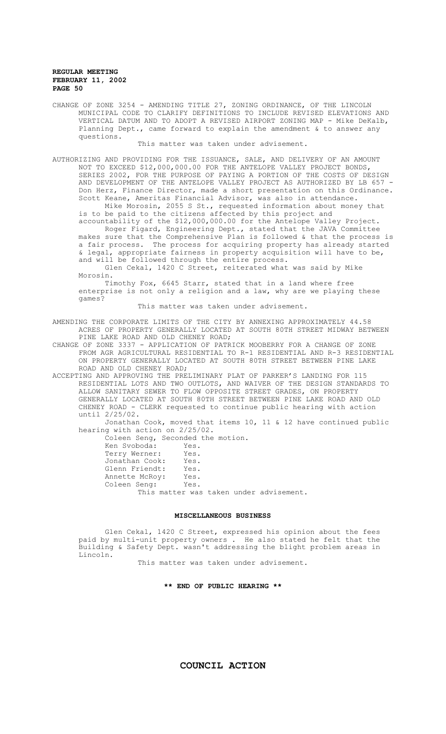CHANGE OF ZONE 3254 - AMENDING TITLE 27, ZONING ORDINANCE, OF THE LINCOLN MUNICIPAL CODE TO CLARIFY DEFINITIONS TO INCLUDE REVISED ELEVATIONS AND VERTICAL DATUM AND TO ADOPT A REVISED AIRPORT ZONING MAP - Mike DeKalb, Planning Dept., came forward to explain the amendment & to answer any questions.

This matter was taken under advisement.

AUTHORIZING AND PROVIDING FOR THE ISSUANCE, SALE, AND DELIVERY OF AN AMOUNT NOT TO EXCEED $12,000,000.00 FOR THE ANTELOPE VALLEY PROJECT BONDS, SERIES 2002, FOR THE PURPOSE OF PAYING A PORTION OF THE COSTS OF DESIGN AND DEVELOPMENT OF THE ANTELOPE VALLEY PROJECT AS AUTHORIZED BY LB 657 - Don Herz, Finance Director, made a short presentation on this Ordinance. Scott Keane, Ameritas Financial Advisor, was also in attendance.

Mike Morosin, 2055 S St., requested information about money that is to be paid to the citizens affected by this project and accountability of the $12,000,000.00 for the Antelope Valley Project.

Roger Figard, Engineering Dept., stated that the JAVA Committee makes sure that the Comprehensive Plan is followed & that the process is a fair process. The process for acquiring property has already started & legal, appropriate fairness in property acquisition will have to be, and will be followed through the entire process.

Glen Cekal, 1420 C Street, reiterated what was said by Mike Morosin.

Timothy Fox, 6645 Starr, stated that in a land where free enterprise is not only a religion and a law, why are we playing these games?

This matter was taken under advisement.

AMENDING THE CORPORATE LIMITS OF THE CITY BY ANNEXING APPROXIMATELY 44.58 ACRES OF PROPERTY GENERALLY LOCATED AT SOUTH 80TH STREET MIDWAY BETWEEN PINE LAKE ROAD AND OLD CHENEY ROAD;

CHANGE OF ZONE 3337 - APPLICATION OF PATRICK MOOBERRY FOR A CHANGE OF ZONE FROM AGR AGRICULTURAL RESIDENTIAL TO R-1 RESIDENTIAL AND R-3 RESIDENTIAL ON PROPERTY GENERALLY LOCATED AT SOUTH 80TH STREET BETWEEN PINE LAKE ROAD AND OLD CHENEY ROAD;

ACCEPTING AND APPROVING THE PRELIMINARY PLAT OF PARKER'S LANDING FOR 115 RESIDENTIAL LOTS AND TWO OUTLOTS, AND WAIVER OF THE DESIGN STANDARDS TO ALLOW SANITARY SEWER TO FLOW OPPOSITE STREET GRADES, ON PROPERTY GENERALLY LOCATED AT SOUTH 80TH STREET BETWEEN PINE LAKE ROAD AND OLD CHENEY ROAD - CLERK requested to continue public hearing with action until 2/25/02.

Jonathan Cook, moved that items 10, 11 & 12 have continued public hearing with action on 2/25/02.

Coleen Seng, Seconded the motion.

| | |
|---|---|
| Ken Svoboda: | Yes. |
| Terry Werner: | Yes. |
| Jonathan Cook: | Yes. |
| Glenn Friendt: | Yes. |
| Annette McRoy: | Yes. |
| Coleen Seng: | Yes. |

This matter was taken under advisement.

## MISCELLANEOUS BUSINESS

Glen Cekal, 1420 C Street, expressed his opinion about the fees paid by multi-unit property owners . He also stated he felt that the Building & Safety Dept. wasn't addressing the blight problem areas in Lincoln.

This matter was taken under advisement.

**\*\* END OF PUBLIC HEARING \*\***

# COUNCIL ACTION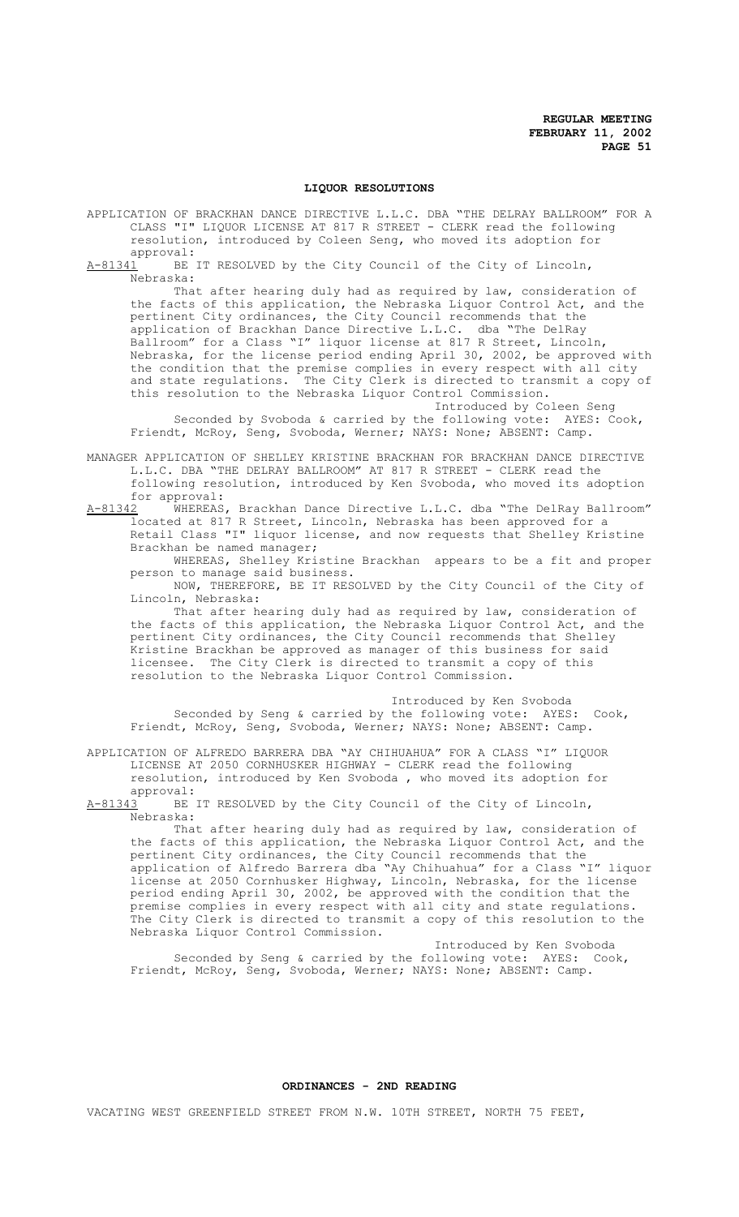## LIQUOR RESOLUTIONS

APPLICATION OF BRACKHAN DANCE DIRECTIVE L.L.C. DBA "THE DELRAY BALLROOM" FOR A CLASS "I" LIQUOR LICENSE AT 817 R STREET - CLERK read the following resolution, introduced by Coleen Seng, who moved its adoption for approval:

A-81341 BE IT RESOLVED by the City Council of the City of Lincoln, Nebraska:

That after hearing duly had as required by law, consideration of the facts of this application, the Nebraska Liquor Control Act, and the pertinent City ordinances, the City Council recommends that the application of Brackhan Dance Directive L.L.C. dba "The DelRay Ballroom" for a Class "I" liquor license at 817 R Street, Lincoln, Nebraska, for the license period ending April 30, 2002, be approved with the condition that the premise complies in every respect with all city and state regulations. The City Clerk is directed to transmit a copy of this resolution to the Nebraska Liquor Control Commission.

Introduced by Coleen Seng

Seconded by Svoboda & carried by the following vote: AYES: Cook, Friendt, McRoy, Seng, Svoboda, Werner; NAYS: None; ABSENT: Camp.

MANAGER APPLICATION OF SHELLEY KRISTINE BRACKHAN FOR BRACKHAN DANCE DIRECTIVE L.L.C. DBA "THE DELRAY BALLROOM" AT 817 R STREET - CLERK read the following resolution, introduced by Ken Svoboda, who moved its adoption for approval:

A-81342 WHEREAS, Brackhan Dance Directive L.L.C. dba "The DelRay Ballroom" located at 817 R Street, Lincoln, Nebraska has been approved for a Retail Class "I" liquor license, and now requests that Shelley Kristine Brackhan be named manager;

WHEREAS, Shelley Kristine Brackhan appears to be a fit and proper person to manage said business.

NOW, THEREFORE, BE IT RESOLVED by the City Council of the City of Lincoln, Nebraska:

That after hearing duly had as required by law, consideration of the facts of this application, the Nebraska Liquor Control Act, and the pertinent City ordinances, the City Council recommends that Shelley Kristine Brackhan be approved as manager of this business for said licensee. The City Clerk is directed to transmit a copy of this resolution to the Nebraska Liquor Control Commission.

Introduced by Ken Svoboda

Seconded by Seng & carried by the following vote: AYES: Cook, Friendt, McRoy, Seng, Svoboda, Werner; NAYS: None; ABSENT: Camp.

APPLICATION OF ALFREDO BARRERA DBA "AY CHIHUAHUA" FOR A CLASS "I" LIQUOR LICENSE AT 2050 CORNHUSKER HIGHWAY - CLERK read the following resolution, introduced by Ken Svoboda , who moved its adoption for approval:

A-81343 BE IT RESOLVED by the City Council of the City of Lincoln, Nebraska:

That after hearing duly had as required by law, consideration of the facts of this application, the Nebraska Liquor Control Act, and the pertinent City ordinances, the City Council recommends that the application of Alfredo Barrera dba "Ay Chihuahua" for a Class "I" liquor license at 2050 Cornhusker Highway, Lincoln, Nebraska, for the license period ending April 30, 2002, be approved with the condition that the premise complies in every respect with all city and state regulations. The City Clerk is directed to transmit a copy of this resolution to the Nebraska Liquor Control Commission.

Introduced by Ken Svoboda

Seconded by Seng & carried by the following vote: AYES: Cook, Friendt, McRoy, Seng, Svoboda, Werner; NAYS: None; ABSENT: Camp.

## ORDINANCES - 2ND READING

VACATING WEST GREENFIELD STREET FROM N.W. 10TH STREET, NORTH 75 FEET,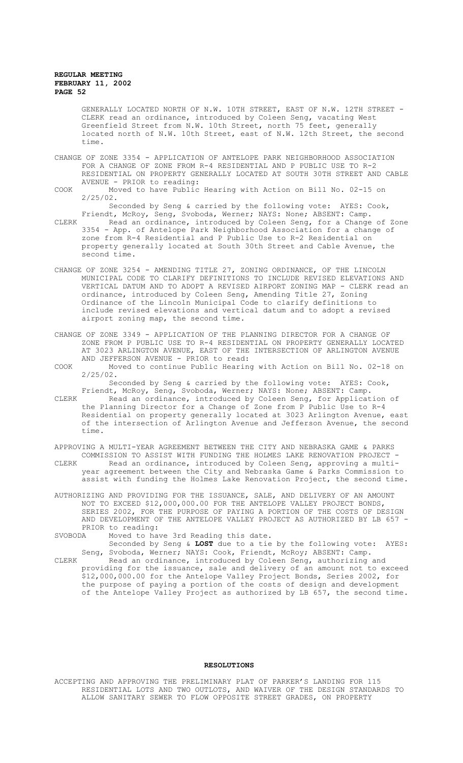GENERALLY LOCATED NORTH OF N.W. 10TH STREET, EAST OF N.W. 12TH STREET - CLERK read an ordinance, introduced by Coleen Seng, vacating West Greenfield Street from N.W. 10th Street, north 75 feet, generally located north of N.W. 10th Street, east of N.W. 12th Street, the second time.

CHANGE OF ZONE 3354 - APPLICATION OF ANTELOPE PARK NEIGHBORHOOD ASSOCIATION FOR A CHANGE OF ZONE FROM R-4 RESIDENTIAL AND P PUBLIC USE TO R-2 RESIDENTIAL ON PROPERTY GENERALLY LOCATED AT SOUTH 30TH STREET AND CABLE AVENUE - PRIOR to reading:

COOK Moved to have Public Hearing with Action on Bill No. 02-15 on 2/25/02.

Seconded by Seng & carried by the following vote: AYES: Cook, Friendt, McRoy, Seng, Svoboda, Werner; NAYS: None; ABSENT: Camp.

CLERK Read an ordinance, introduced by Coleen Seng, for a Change of Zone 3354 - App. of Antelope Park Neighborhood Association for a change of zone from R-4 Residential and P Public Use to R-2 Residential on property generally located at South 30th Street and Cable Avenue, the second time.

CHANGE OF ZONE 3254 - AMENDING TITLE 27, ZONING ORDINANCE, OF THE LINCOLN MUNICIPAL CODE TO CLARIFY DEFINITIONS TO INCLUDE REVISED ELEVATIONS AND VERTICAL DATUM AND TO ADOPT A REVISED AIRPORT ZONING MAP - CLERK read an ordinance, introduced by Coleen Seng, Amending Title 27, Zoning Ordinance of the Lincoln Municipal Code to clarify definitions to include revised elevations and vertical datum and to adopt a revised airport zoning map, the second time.

CHANGE OF ZONE 3349 - APPLICATION OF THE PLANNING DIRECTOR FOR A CHANGE OF ZONE FROM P PUBLIC USE TO R-4 RESIDENTIAL ON PROPERTY GENERALLY LOCATED AT 3023 ARLINGTON AVENUE, EAST OF THE INTERSECTION OF ARLINGTON AVENUE AND JEFFERSON AVENUE - PRIOR to read:

COOK Moved to continue Public Hearing with Action on Bill No. 02-18 on 2/25/02.

Seconded by Seng & carried by the following vote: AYES: Cook, Friendt, McRoy, Seng, Svoboda, Werner; NAYS: None; ABSENT: Camp.

CLERK Read an ordinance, introduced by Coleen Seng, for Application of the Planning Director for a Change of Zone from P Public Use to R-4 Residential on property generally located at 3023 Arlington Avenue, east of the intersection of Arlington Avenue and Jefferson Avenue, the second time.

APPROVING A MULTI-YEAR AGREEMENT BETWEEN THE CITY AND NEBRASKA GAME & PARKS COMMISSION TO ASSIST WITH FUNDING THE HOLMES LAKE RENOVATION PROJECT -

CLERK Read an ordinance, introduced by Coleen Seng, approving a multi-year agreement between the City and Nebraska Game & Parks Commission to assist with funding the Holmes Lake Renovation Project, the second time.

AUTHORIZING AND PROVIDING FOR THE ISSUANCE, SALE, AND DELIVERY OF AN AMOUNT NOT TO EXCEED $12,000,000.00 FOR THE ANTELOPE VALLEY PROJECT BONDS, SERIES 2002, FOR THE PURPOSE OF PAYING A PORTION OF THE COSTS OF DESIGN AND DEVELOPMENT OF THE ANTELOPE VALLEY PROJECT AS AUTHORIZED BY LB 657 - PRIOR to reading:

SVOBODA Moved to have 3rd Reading this date.

Seconded by Seng & **LOST** due to a tie by the following vote: AYES: Seng, Svoboda, Werner; NAYS: Cook, Friendt, McRoy; ABSENT: Camp.

CLERK Read an ordinance, introduced by Coleen Seng, authorizing and providing for the issuance, sale and delivery of an amount not to exceed $12,000,000.00 for the Antelope Valley Project Bonds, Series 2002, for the purpose of paying a portion of the costs of design and development of the Antelope Valley Project as authorized by LB 657, the second time.

## RESOLUTIONS

ACCEPTING AND APPROVING THE PRELIMINARY PLAT OF PARKER'S LANDING FOR 115 RESIDENTIAL LOTS AND TWO OUTLOTS, AND WAIVER OF THE DESIGN STANDARDS TO ALLOW SANITARY SEWER TO FLOW OPPOSITE STREET GRADES, ON PROPERTY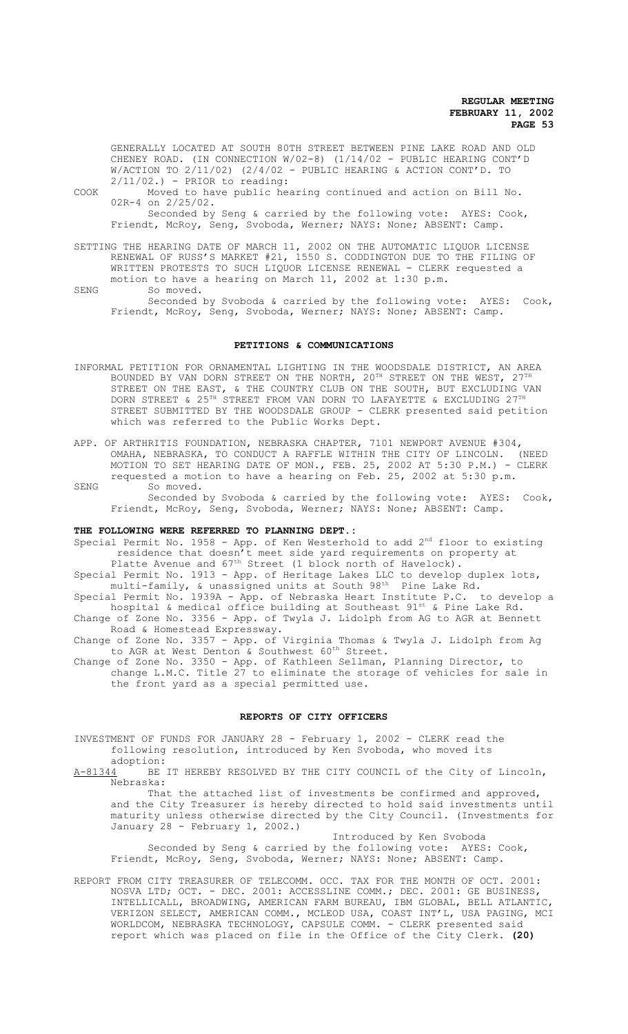GENERALLY LOCATED AT SOUTH 80TH STREET BETWEEN PINE LAKE ROAD AND OLD CHENEY ROAD. (IN CONNECTION W/02-8) (1/14/02 - PUBLIC HEARING CONT'D W/ACTION TO 2/11/02) (2/4/02 - PUBLIC HEARING & ACTION CONT'D. TO 2/11/02.) - PRIOR to reading:

COOK Moved to have public hearing continued and action on Bill No. 02R-4 on 2/25/02.

Seconded by Seng & carried by the following vote: AYES: Cook, Friendt, McRoy, Seng, Svoboda, Werner; NAYS: None; ABSENT: Camp.

SETTING THE HEARING DATE OF MARCH 11, 2002 ON THE AUTOMATIC LIQUOR LICENSE RENEWAL OF RUSS'S MARKET #21, 1550 S. CODDINGTON DUE TO THE FILING OF WRITTEN PROTESTS TO SUCH LIQUOR LICENSE RENEWAL - CLERK requested a motion to have a hearing on March 11, 2002 at 1:30 p.m.

SENG So moved.

Seconded by Svoboda & carried by the following vote: AYES: Cook, Friendt, McRoy, Seng, Svoboda, Werner; NAYS: None; ABSENT: Camp.

## PETITIONS & COMMUNICATIONS

INFORMAL PETITION FOR ORNAMENTAL LIGHTING IN THE WOODSDALE DISTRICT, AN AREA BOUNDED BY VAN DORN STREET ON THE NORTH, 20TH STREET ON THE WEST, 27TH STREET ON THE EAST, & THE COUNTRY CLUB ON THE SOUTH, BUT EXCLUDING VAN DORN STREET & 25TH STREET FROM VAN DORN TO LAFAYETTE & EXCLUDING 27TH STREET SUBMITTED BY THE WOODSDALE GROUP - CLERK presented said petition which was referred to the Public Works Dept.

APP. OF ARTHRITIS FOUNDATION, NEBRASKA CHAPTER, 7101 NEWPORT AVENUE #304, OMAHA, NEBRASKA, TO CONDUCT A RAFFLE WITHIN THE CITY OF LINCOLN. (NEED MOTION TO SET HEARING DATE OF MON., FEB. 25, 2002 AT 5:30 P.M.) - CLERK requested a motion to have a hearing on Feb. 25, 2002 at 5:30 p.m.

SENG So moved.

Seconded by Svoboda & carried by the following vote: AYES: Cook, Friendt, McRoy, Seng, Svoboda, Werner; NAYS: None; ABSENT: Camp.

**THE FOLLOWING WERE REFERRED TO PLANNING DEPT.:**

Special Permit No. 1958 - App. of Ken Westerhold to add 2nd floor to existing residence that doesn't meet side yard requirements on property at Platte Avenue and 67th Street (1 block north of Havelock).

Special Permit No. 1913 - App. of Heritage Lakes LLC to develop duplex lots, multi-family, & unassigned units at South 98th Pine Lake Rd.

Special Permit No. 1939A - App. of Nebraska Heart Institute P.C. to develop a hospital & medical office building at Southeast 91st & Pine Lake Rd.

Change of Zone No. 3356 - App. of Twyla J. Lidolph from AG to AGR at Bennett Road & Homestead Expressway.

Change of Zone No. 3357 - App. of Virginia Thomas & Twyla J. Lidolph from Ag to AGR at West Denton & Southwest 60th Street.

Change of Zone No. 3350 - App. of Kathleen Sellman, Planning Director, to change L.M.C. Title 27 to eliminate the storage of vehicles for sale in the front yard as a special permitted use.

## REPORTS OF CITY OFFICERS

INVESTMENT OF FUNDS FOR JANUARY 28 - February 1, 2002 - CLERK read the following resolution, introduced by Ken Svoboda, who moved its adoption:

A-81344 BE IT HEREBY RESOLVED BY THE CITY COUNCIL of the City of Lincoln, Nebraska:

That the attached list of investments be confirmed and approved, and the City Treasurer is hereby directed to hold said investments until maturity unless otherwise directed by the City Council. (Investments for January 28 - February 1, 2002.)

Introduced by Ken Svoboda

Seconded by Seng & carried by the following vote: AYES: Cook, Friendt, McRoy, Seng, Svoboda, Werner; NAYS: None; ABSENT: Camp.

REPORT FROM CITY TREASURER OF TELECOMM. OCC. TAX FOR THE MONTH OF OCT. 2001: NOSVA LTD; OCT. - DEC. 2001: ACCESSLINE COMM.; DEC. 2001: GE BUSINESS, INTELLICALL, BROADWING, AMERICAN FARM BUREAU, IBM GLOBAL, BELL ATLANTIC, VERIZON SELECT, AMERICAN COMM., MCLEOD USA, COAST INT'L, USA PAGING, MCI WORLDCOM, NEBRASKA TECHNOLOGY, CAPSULE COMM. - CLERK presented said report which was placed on file in the Office of the City Clerk. **(20)**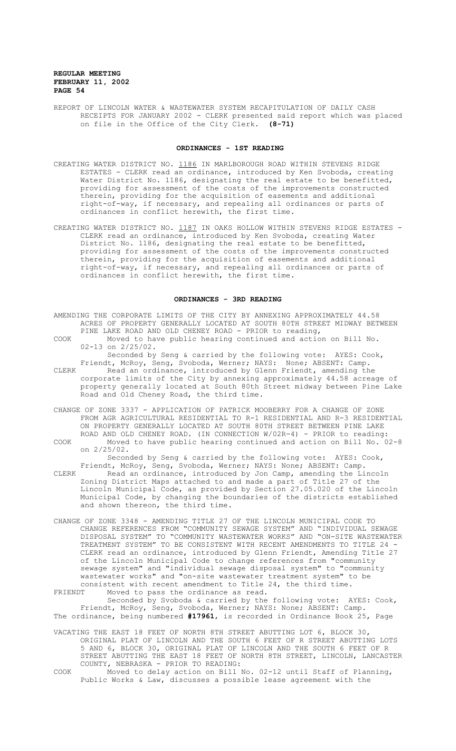REPORT OF LINCOLN WATER & WASTEWATER SYSTEM RECAPITULATION OF DAILY CASH RECEIPTS FOR JANUARY 2002 - CLERK presented said report which was placed on file in the Office of the City Clerk. **(8-71)**

## ORDINANCES - 1ST READING

CREATING WATER DISTRICT NO. 1186 IN MARLBOROUGH ROAD WITHIN STEVENS RIDGE ESTATES - CLERK read an ordinance, introduced by Ken Svoboda, creating Water District No. 1186, designating the real estate to be benefitted, providing for assessment of the costs of the improvements constructed therein, providing for the acquisition of easements and additional right-of-way, if necessary, and repealing all ordinances or parts of ordinances in conflict herewith, the first time.

CREATING WATER DISTRICT NO. 1187 IN OAKS HOLLOW WITHIN STEVENS RIDGE ESTATES - CLERK read an ordinance, introduced by Ken Svoboda, creating Water District No. 1186, designating the real estate to be benefitted, providing for assessment of the costs of the improvements constructed therein, providing for the acquisition of easements and additional right-of-way, if necessary, and repealing all ordinances or parts of ordinances in conflict herewith, the first time.

## ORDINANCES - 3RD READING

AMENDING THE CORPORATE LIMITS OF THE CITY BY ANNEXING APPROXIMATELY 44.58 ACRES OF PROPERTY GENERALLY LOCATED AT SOUTH 80TH STREET MIDWAY BETWEEN PINE LAKE ROAD AND OLD CHENEY ROAD - PRIOR to reading,

COOK Moved to have public hearing continued and action on Bill No. 02-13 on 2/25/02.

Seconded by Seng & carried by the following vote: AYES: Cook, Friendt, McRoy, Seng, Svoboda, Werner; NAYS: None; ABSENT: Camp.

CLERK Read an ordinance, introduced by Glenn Friendt, amending the corporate limits of the City by annexing approximately 44.58 acreage of property generally located at South 80th Street midway between Pine Lake Road and Old Cheney Road, the third time.

CHANGE OF ZONE 3337 - APPLICATION OF PATRICK MOOBERRY FOR A CHANGE OF ZONE FROM AGR AGRICULTURAL RESIDENTIAL TO R-1 RESIDENTIAL AND R-3 RESIDENTIAL ON PROPERTY GENERALLY LOCATED AT SOUTH 80TH STREET BETWEEN PINE LAKE ROAD AND OLD CHENEY ROAD. (IN CONNECTION W/02R-4) - PRIOR to reading:

COOK Moved to have public hearing continued and action on Bill No. 02-8 on 2/25/02.

Seconded by Seng & carried by the following vote: AYES: Cook, Friendt, McRoy, Seng, Svoboda, Werner; NAYS: None; ABSENT: Camp.

CLERK Read an ordinance, introduced by Jon Camp, amending the Lincoln Zoning District Maps attached to and made a part of Title 27 of the Lincoln Municipal Code, as provided by Section 27.05.020 of the Lincoln Municipal Code, by changing the boundaries of the districts established and shown thereon, the third time.

CHANGE OF ZONE 3348 - AMENDING TITLE 27 OF THE LINCOLN MUNICIPAL CODE TO CHANGE REFERENCES FROM "COMMUNITY SEWAGE SYSTEM" AND "INDIVIDUAL SEWAGE DISPOSAL SYSTEM" TO "COMMUNITY WASTEWATER WORKS" AND "ON-SITE WASTEWATER TREATMENT SYSTEM" TO BE CONSISTENT WITH RECENT AMENDMENTS TO TITLE 24 - CLERK read an ordinance, introduced by Glenn Friendt, Amending Title 27 of the Lincoln Municipal Code to change references from "community sewage system" and "individual sewage disposal system" to "community wastewater works" and "on-site wastewater treatment system" to be consistent with recent amendment to Title 24, the third time.

FRIENDT Moved to pass the ordinance as read.

Seconded by Svoboda & carried by the following vote: AYES: Cook, Friendt, McRoy, Seng, Svoboda, Werner; NAYS: None; ABSENT: Camp.

The ordinance, being numbered **#17961**, is recorded in Ordinance Book 25, Page

VACATING THE EAST 18 FEET OF NORTH 8TH STREET ABUTTING LOT 6, BLOCK 30, ORIGINAL PLAT OF LINCOLN AND THE SOUTH 6 FEET OF R STREET ABUTTING LOTS 5 AND 6, BLOCK 30, ORIGINAL PLAT OF LINCOLN AND THE SOUTH 6 FEET OF R STREET ABUTTING THE EAST 18 FEET OF NORTH 8TH STREET, LINCOLN, LANCASTER COUNTY, NEBRASKA - PRIOR TO READING:

COOK Moved to delay action on Bill No. 02-12 until Staff of Planning, Public Works & Law, discusses a possible lease agreement with the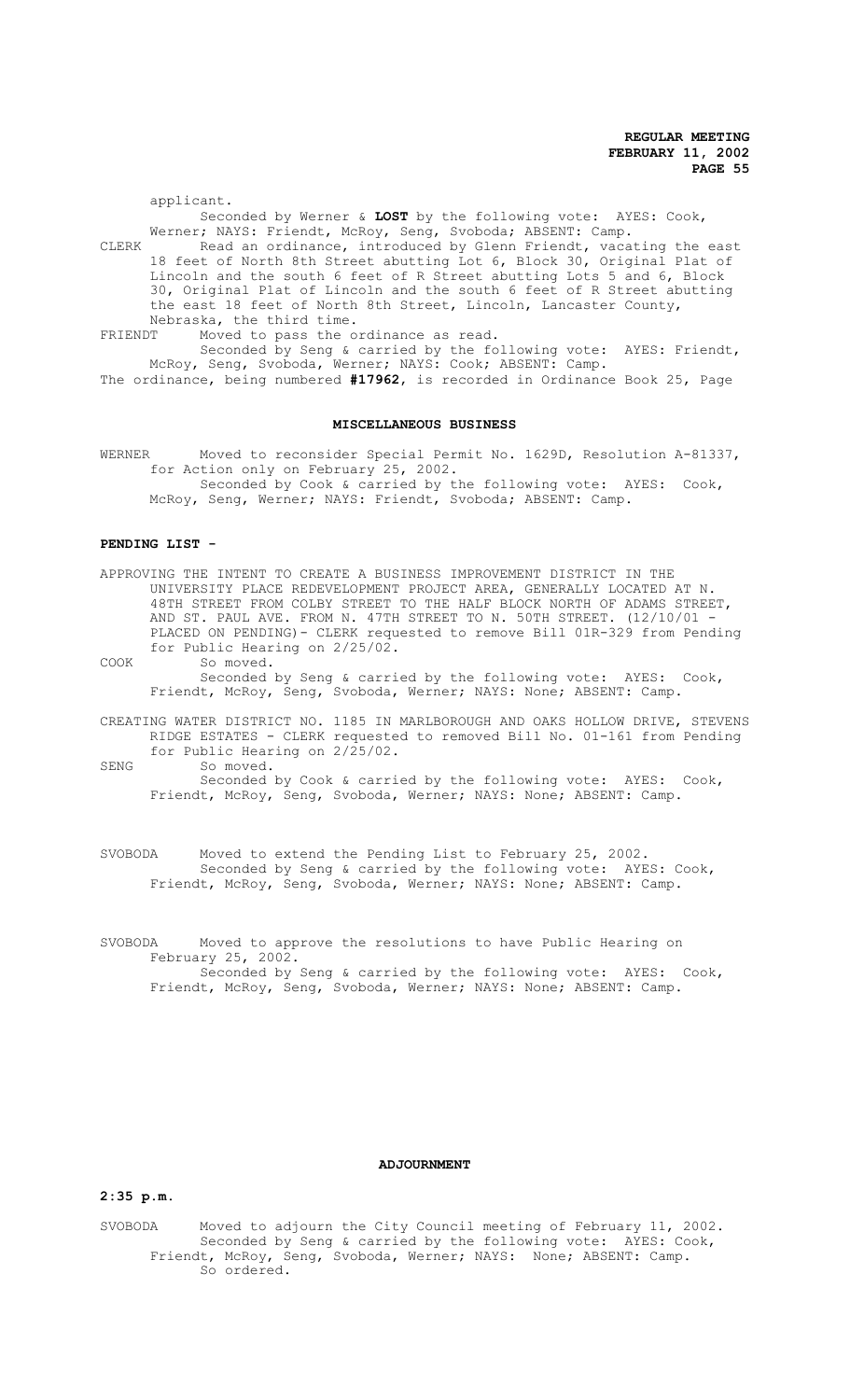applicant.

Seconded by Werner & **LOST** by the following vote: AYES: Cook, Werner; NAYS: Friendt, McRoy, Seng, Svoboda; ABSENT: Camp.

CLERK Read an ordinance, introduced by Glenn Friendt, vacating the east 18 feet of North 8th Street abutting Lot 6, Block 30, Original Plat of Lincoln and the south 6 feet of R Street abutting Lots 5 and 6, Block 30, Original Plat of Lincoln and the south 6 feet of R Street abutting the east 18 feet of North 8th Street, Lincoln, Lancaster County, Nebraska, the third time.

FRIENDT Moved to pass the ordinance as read.

Seconded by Seng & carried by the following vote: AYES: Friendt, McRoy, Seng, Svoboda, Werner; NAYS: Cook; ABSENT: Camp.

The ordinance, being numbered **#17962**, is recorded in Ordinance Book 25, Page

## MISCELLANEOUS BUSINESS

WERNER Moved to reconsider Special Permit No. 1629D, Resolution A-81337, for Action only on February 25, 2002.

Seconded by Cook & carried by the following vote: AYES: Cook, McRoy, Seng, Werner; NAYS: Friendt, Svoboda; ABSENT: Camp.

## PENDING LIST -

APPROVING THE INTENT TO CREATE A BUSINESS IMPROVEMENT DISTRICT IN THE UNIVERSITY PLACE REDEVELOPMENT PROJECT AREA, GENERALLY LOCATED AT N. 48TH STREET FROM COLBY STREET TO THE HALF BLOCK NORTH OF ADAMS STREET, AND ST. PAUL AVE. FROM N. 47TH STREET TO N. 50TH STREET. (12/10/01 - PLACED ON PENDING)- CLERK requested to remove Bill 01R-329 from Pending for Public Hearing on 2/25/02.

COOK So moved.

Seconded by Seng & carried by the following vote: AYES: Cook, Friendt, McRoy, Seng, Svoboda, Werner; NAYS: None; ABSENT: Camp.

CREATING WATER DISTRICT NO. 1185 IN MARLBOROUGH AND OAKS HOLLOW DRIVE, STEVENS RIDGE ESTATES - CLERK requested to removed Bill No. 01-161 from Pending for Public Hearing on 2/25/02.

SENG So moved.

Seconded by Cook & carried by the following vote: AYES: Cook, Friendt, McRoy, Seng, Svoboda, Werner; NAYS: None; ABSENT: Camp.

SVOBODA Moved to extend the Pending List to February 25, 2002.

Seconded by Seng & carried by the following vote: AYES: Cook, Friendt, McRoy, Seng, Svoboda, Werner; NAYS: None; ABSENT: Camp.

SVOBODA Moved to approve the resolutions to have Public Hearing on February 25, 2002.

Seconded by Seng & carried by the following vote: AYES: Cook, Friendt, McRoy, Seng, Svoboda, Werner; NAYS: None; ABSENT: Camp.

## ADJOURNMENT

**2:35 p.m.**

SVOBODA Moved to adjourn the City Council meeting of February 11, 2002.

Seconded by Seng & carried by the following vote: AYES: Cook, Friendt, McRoy, Seng, Svoboda, Werner; NAYS: None; ABSENT: Camp.

So ordered.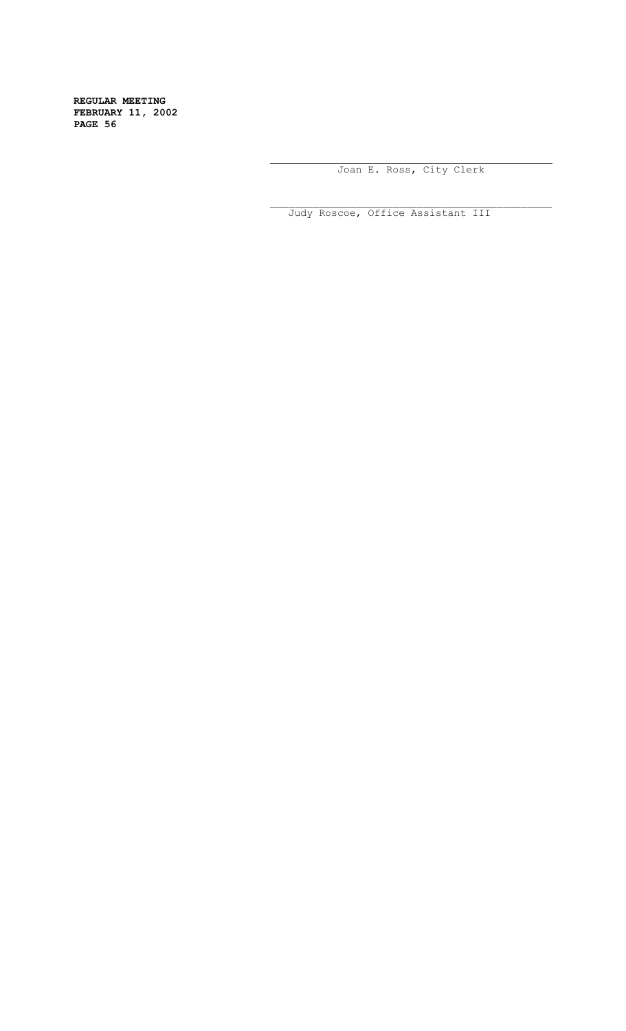\_\_\_\_\_\_\_\_\_\_\_\_\_\_\_\_\_\_\_\_\_\_\_\_\_\_\_\_\_\_\_\_\_\_\_\_\_\_\_\_\_\_\_

Joan E. Ross, City Clerk

\_\_\_\_\_\_\_\_\_\_\_\_\_\_\_\_\_\_\_\_\_\_\_\_\_\_\_\_\_\_\_\_\_\_\_\_\_\_\_\_\_\_\_

Judy Roscoe, Office Assistant III